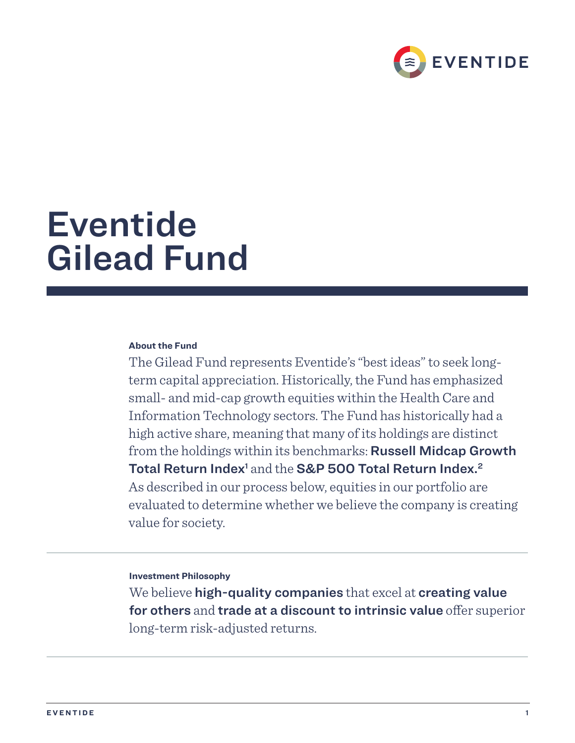# Eventide Gilead Fund

#### About the Fund

The Gilead Fund represents Eventide's "best ideas" to seek long-term capital appreciation. Historically, the Fund has emphasized small- and mid-cap growth equities within the Health Care and Information Technology sectors. The Fund has historically had a high active share, meaning that many of its holdings are distinct from the holdings within its benchmarks: **Russell Midcap Growth Total Return Index**[1] and the **S&P 500 Total Return Index.**[2] As described in our process below, equities in our portfolio are evaluated to determine whether we believe the company is creating value for society.

#### Investment Philosophy

We believe **high-quality companies** that excel at **creating value for others** and **trade at a discount to intrinsic value** offer superior long-term risk-adjusted returns.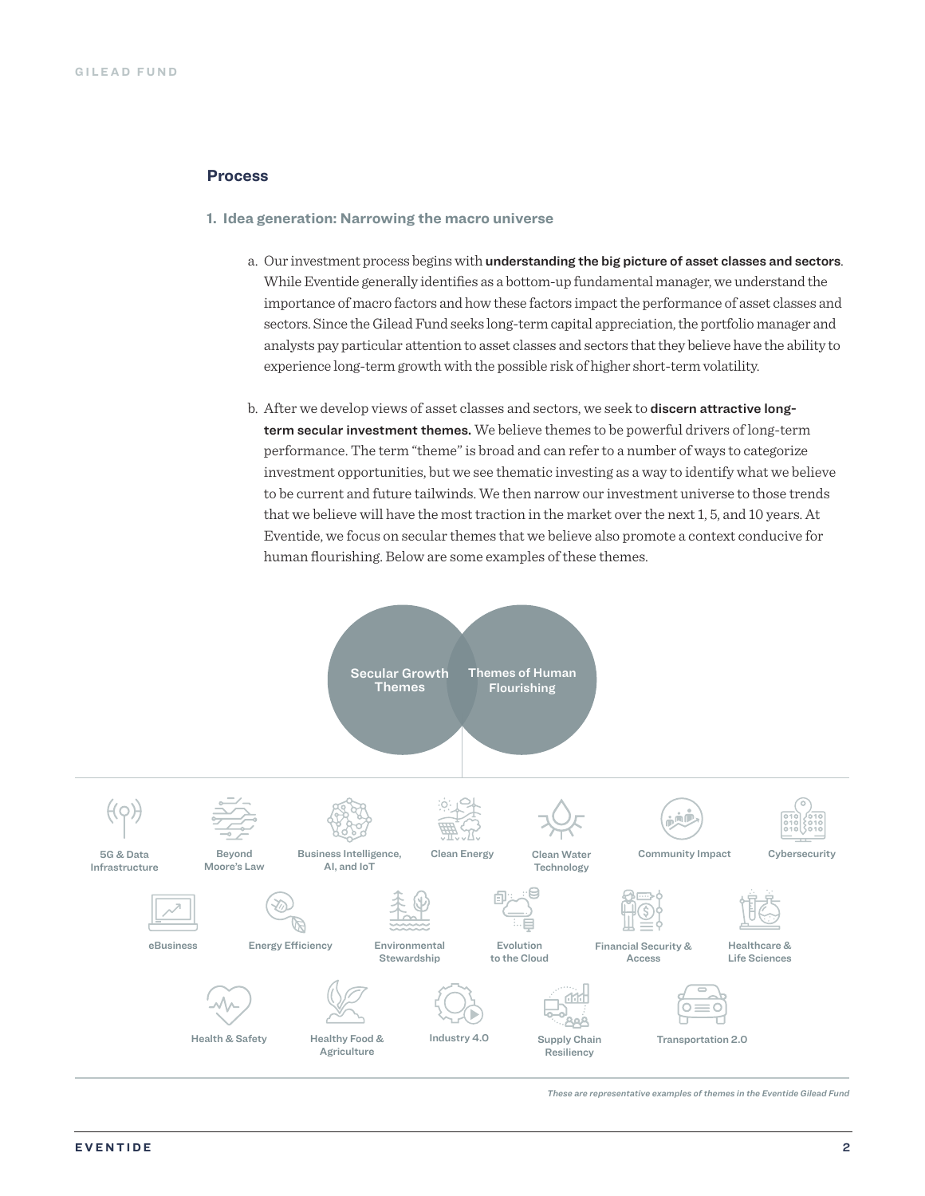## Process

### 1. Idea generation: Narrowing the macro universe

a. Our investment process begins with **understanding the big picture of asset classes and sectors**. While Eventide generally identifies as a bottom-up fundamental manager, we understand the importance of macro factors and how these factors impact the performance of asset classes and sectors. Since the Gilead Fund seeks long-term capital appreciation, the portfolio manager and analysts pay particular attention to asset classes and sectors that they believe have the ability to experience long-term growth with the possible risk of higher short-term volatility.

b. After we develop views of asset classes and sectors, we seek to **discern attractive long-term secular investment themes.** We believe themes to be powerful drivers of long-term performance. The term "theme" is broad and can refer to a number of ways to categorize investment opportunities, but we see thematic investing as a way to identify what we believe to be current and future tailwinds. We then narrow our investment universe to those trends that we believe will have the most traction in the market over the next 1, 5, and 10 years. At Eventide, we focus on secular themes that we believe also promote a context conducive for human flourishing. Below are some examples of these themes.

Secular Growth Themes

Themes of Human Flourishing

5G & Data Infrastructure

Beyond Moore's Law

Business Intelligence, AI, and IoT

Clean Energy

Clean Water Technology

Community Impact

Cybersecurity

eBusiness

Energy Efficiency

Environmental Stewardship

Evolution to the Cloud

Financial Security & Access

Healthcare & Life Sciences

Health & Safety

Healthy Food & Agriculture

Industry 4.0

Supply Chain Resiliency

Transportation 2.0

*These are representative examples of themes in the Eventide Gilead Fund*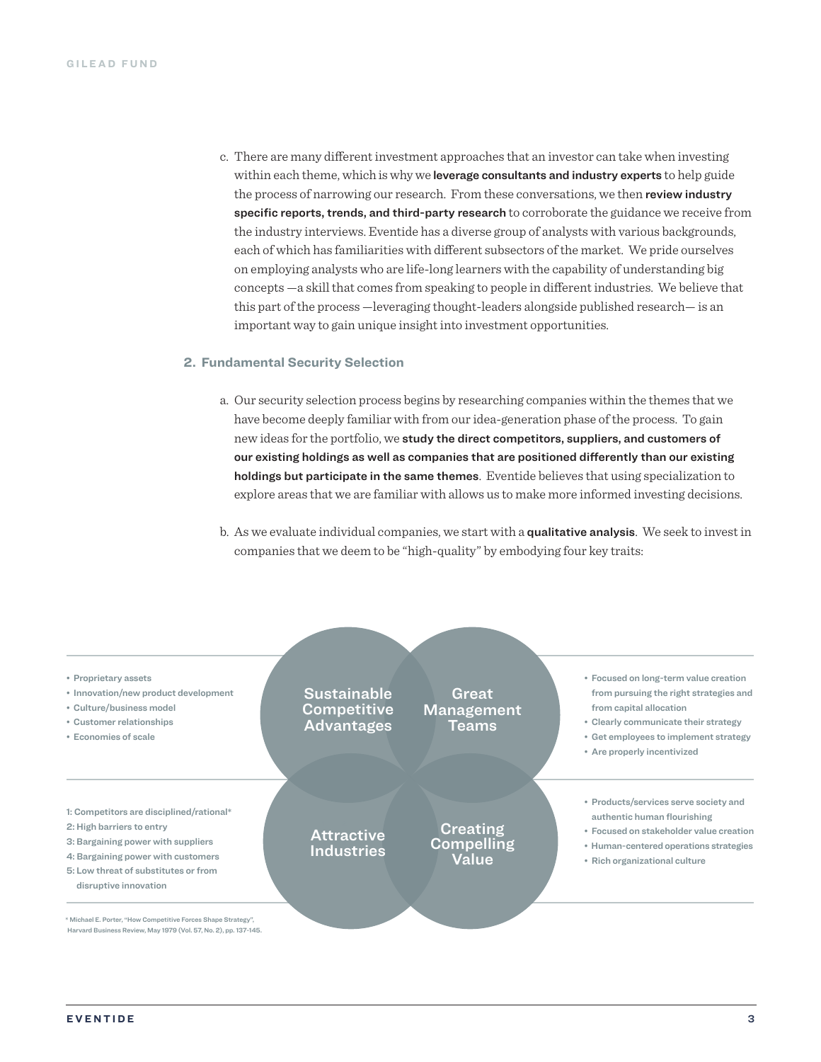c. There are many different investment approaches that an investor can take when investing within each theme, which is why we **leverage consultants and industry experts** to help guide the process of narrowing our research. From these conversations, we then **review industry specific reports, trends, and third-party research** to corroborate the guidance we receive from the industry interviews. Eventide has a diverse group of analysts with various backgrounds, each of which has familiarities with different subsectors of the market. We pride ourselves on employing analysts who are life-long learners with the capability of understanding big concepts —a skill that comes from speaking to people in different industries. We believe that this part of the process —leveraging thought-leaders alongside published research— is an important way to gain unique insight into investment opportunities.

## 2. Fundamental Security Selection

a. Our security selection process begins by researching companies within the themes that we have become deeply familiar with from our idea-generation phase of the process. To gain new ideas for the portfolio, we **study the direct competitors, suppliers, and customers of our existing holdings as well as companies that are positioned differently than our existing holdings but participate in the same themes**. Eventide believes that using specialization to explore areas that we are familiar with allows us to make more informed investing decisions.

b. As we evaluate individual companies, we start with a **qualitative analysis**. We seek to invest in companies that we deem to be "high-quality" by embodying four key traits:

**Sustainable Competitive Advantages**

- Proprietary assets
- Innovation/new product development
- Culture/business model
- Customer relationships
- Economies of scale

**Great Management Teams**

- Focused on long-term value creation from pursuing the right strategies and from capital allocation
- Clearly communicate their strategy
- Get employees to implement strategy
- Are properly incentivized

**Attractive Industries**

1: Competitors are disciplined/rational*
2: High barriers to entry
3: Bargaining power with suppliers
4: Bargaining power with customers
5: Low threat of substitutes or from disruptive innovation

**Creating Compelling Value**

- Products/services serve society and authentic human flourishing
- Focused on stakeholder value creation
- Human-centered operations strategies
- Rich organizational culture

* Michael E. Porter, "How Competitive Forces Shape Strategy", Harvard Business Review, May 1979 (Vol. 57, No. 2), pp. 137-145.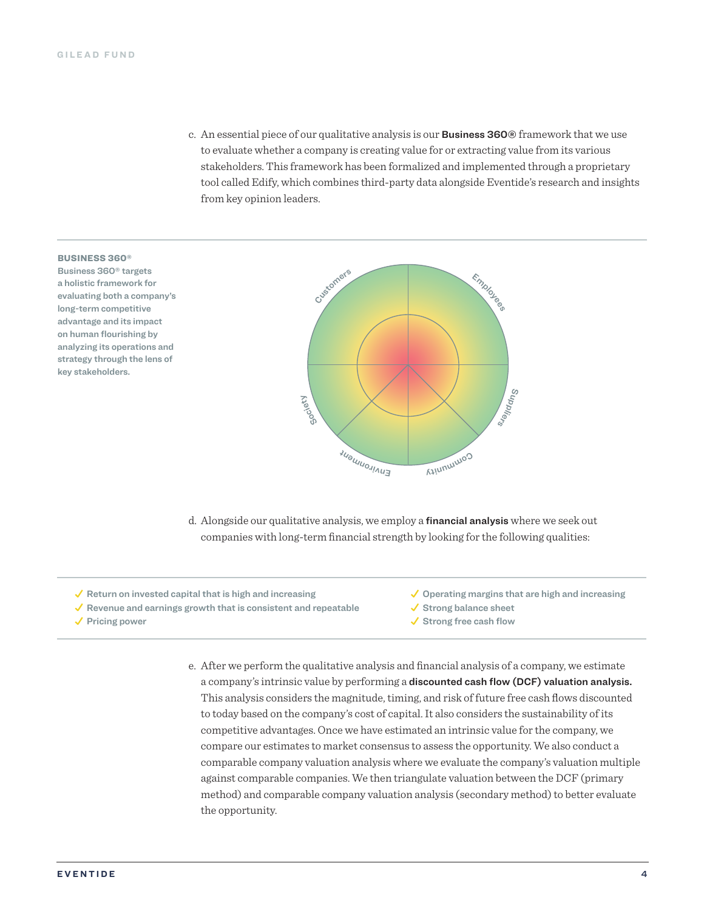c. An essential piece of our qualitative analysis is our **Business 360®** framework that we use to evaluate whether a company is creating value for or extracting value from its various stakeholders. This framework has been formalized and implemented through a proprietary tool called Edify, which combines third-party data alongside Eventide's research and insights from key opinion leaders.

**BUSINESS 360®**

**Business 360® targets a holistic framework for evaluating both a company's long-term competitive advantage and its impact on human flourishing by analyzing its operations and strategy through the lens of key stakeholders.**

Customers
Employees
Suppliers
Community
Environment
Society

d. Alongside our qualitative analysis, we employ a **financial analysis** where we seek out companies with long-term financial strength by looking for the following qualities:

- ✓ Return on invested capital that is high and increasing
- ✓ Revenue and earnings growth that is consistent and repeatable
- ✓ Pricing power
- ✓ Operating margins that are high and increasing
- ✓ Strong balance sheet
- ✓ Strong free cash flow

e. After we perform the qualitative analysis and financial analysis of a company, we estimate a company's intrinsic value by performing a **discounted cash flow (DCF) valuation analysis.** This analysis considers the magnitude, timing, and risk of future free cash flows discounted to today based on the company's cost of capital. It also considers the sustainability of its competitive advantages. Once we have estimated an intrinsic value for the company, we compare our estimates to market consensus to assess the opportunity. We also conduct a comparable company valuation analysis where we evaluate the company's valuation multiple against comparable companies. We then triangulate valuation between the DCF (primary method) and comparable company valuation analysis (secondary method) to better evaluate the opportunity.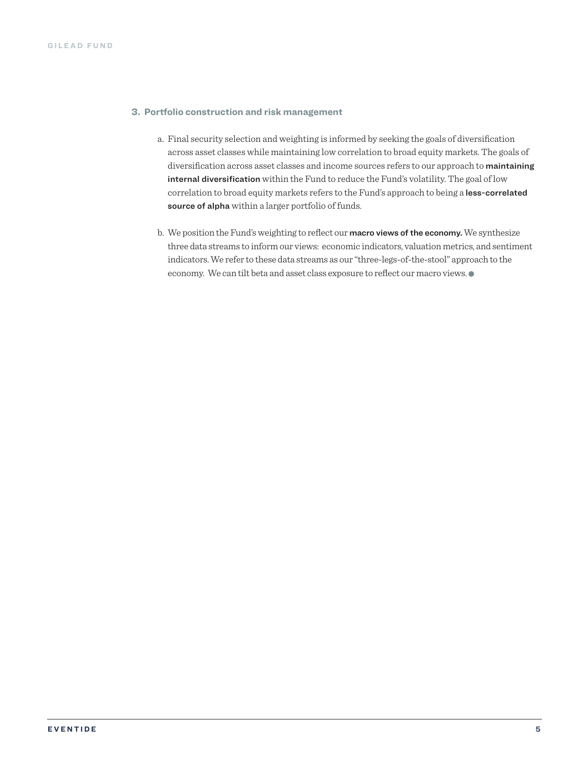### 3. Portfolio construction and risk management

a. Final security selection and weighting is informed by seeking the goals of diversification across asset classes while maintaining low correlation to broad equity markets. The goals of diversification across asset classes and income sources refers to our approach to **maintaining internal diversification** within the Fund to reduce the Fund's volatility. The goal of low correlation to broad equity markets refers to the Fund's approach to being a **less-correlated source of alpha** within a larger portfolio of funds.

b. We position the Fund's weighting to reflect our **macro views of the economy.** We synthesize three data streams to inform our views: economic indicators, valuation metrics, and sentiment indicators. We refer to these data streams as our "three-legs-of-the-stool" approach to the economy. We can tilt beta and asset class exposure to reflect our macro views.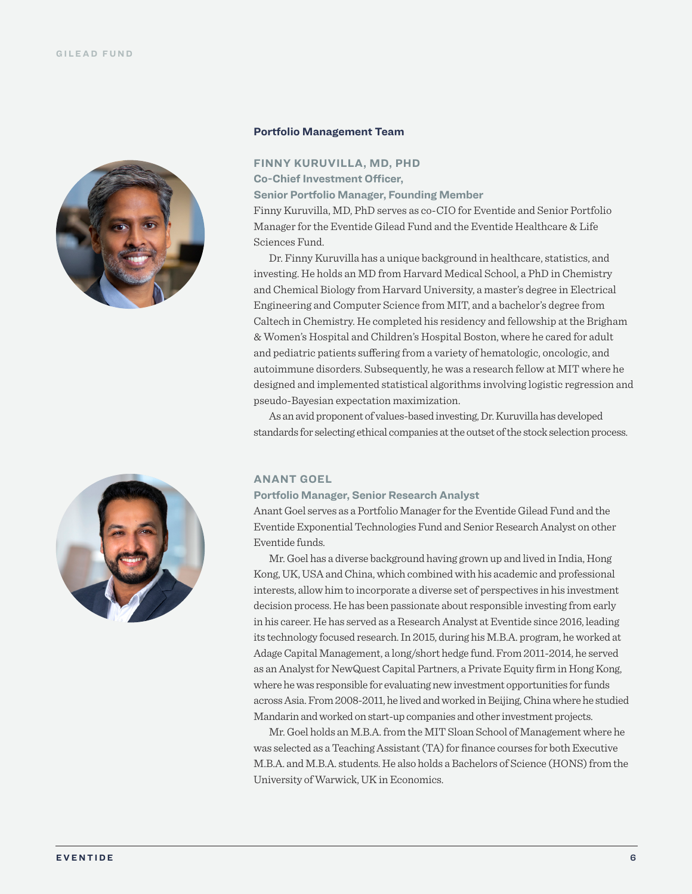## Portfolio Management Team

### FINNY KURUVILLA, MD, PHD

**Co-Chief Investment Officer,**
**Senior Portfolio Manager, Founding Member**

Finny Kuruvilla, MD, PhD serves as co-CIO for Eventide and Senior Portfolio Manager for the Eventide Gilead Fund and the Eventide Healthcare & Life Sciences Fund.

Dr. Finny Kuruvilla has a unique background in healthcare, statistics, and investing. He holds an MD from Harvard Medical School, a PhD in Chemistry and Chemical Biology from Harvard University, a master's degree in Electrical Engineering and Computer Science from MIT, and a bachelor's degree from Caltech in Chemistry. He completed his residency and fellowship at the Brigham & Women's Hospital and Children's Hospital Boston, where he cared for adult and pediatric patients suffering from a variety of hematologic, oncologic, and autoimmune disorders. Subsequently, he was a research fellow at MIT where he designed and implemented statistical algorithms involving logistic regression and pseudo-Bayesian expectation maximization.

As an avid proponent of values-based investing, Dr. Kuruvilla has developed standards for selecting ethical companies at the outset of the stock selection process.

### ANANT GOEL

**Portfolio Manager, Senior Research Analyst**

Anant Goel serves as a Portfolio Manager for the Eventide Gilead Fund and the Eventide Exponential Technologies Fund and Senior Research Analyst on other Eventide funds.

Mr. Goel has a diverse background having grown up and lived in India, Hong Kong, UK, USA and China, which combined with his academic and professional interests, allow him to incorporate a diverse set of perspectives in his investment decision process. He has been passionate about responsible investing from early in his career. He has served as a Research Analyst at Eventide since 2016, leading its technology focused research. In 2015, during his M.B.A. program, he worked at Adage Capital Management, a long/short hedge fund. From 2011-2014, he served as an Analyst for NewQuest Capital Partners, a Private Equity firm in Hong Kong, where he was responsible for evaluating new investment opportunities for funds across Asia. From 2008-2011, he lived and worked in Beijing, China where he studied Mandarin and worked on start-up companies and other investment projects.

Mr. Goel holds an M.B.A. from the MIT Sloan School of Management where he was selected as a Teaching Assistant (TA) for finance courses for both Executive M.B.A. and M.B.A. students. He also holds a Bachelors of Science (HONS) from the University of Warwick, UK in Economics.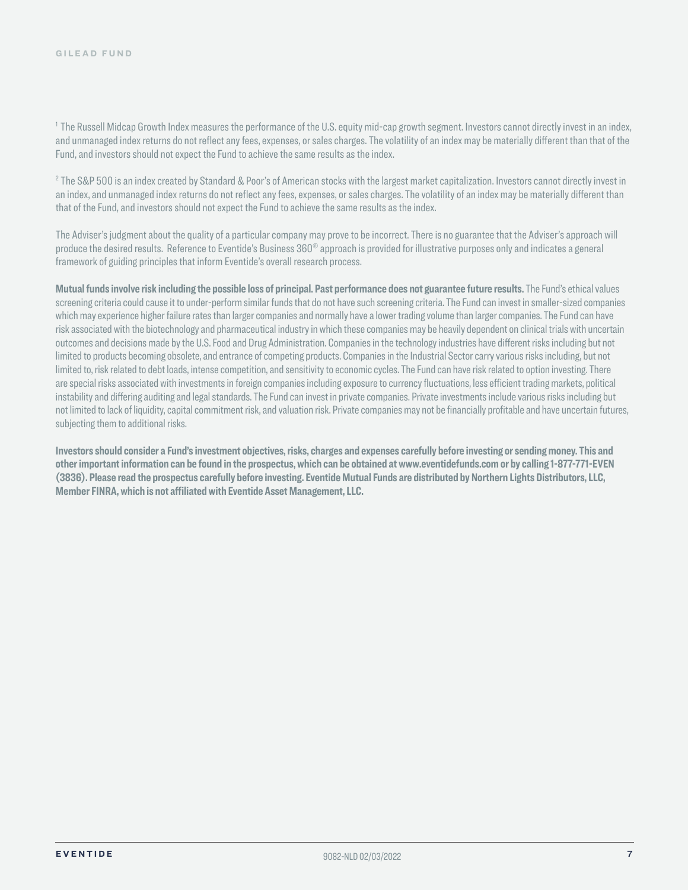[1] The Russell Midcap Growth Index measures the performance of the U.S. equity mid-cap growth segment. Investors cannot directly invest in an index, and unmanaged index returns do not reflect any fees, expenses, or sales charges. The volatility of an index may be materially different than that of the Fund, and investors should not expect the Fund to achieve the same results as the index.

[2] The S&P 500 is an index created by Standard & Poor's of American stocks with the largest market capitalization. Investors cannot directly invest in an index, and unmanaged index returns do not reflect any fees, expenses, or sales charges. The volatility of an index may be materially different than that of the Fund, and investors should not expect the Fund to achieve the same results as the index.

The Adviser's judgment about the quality of a particular company may prove to be incorrect. There is no guarantee that the Adviser's approach will produce the desired results. Reference to Eventide's Business 360® approach is provided for illustrative purposes only and indicates a general framework of guiding principles that inform Eventide's overall research process.

**Mutual funds involve risk including the possible loss of principal. Past performance does not guarantee future results.** The Fund's ethical values screening criteria could cause it to under-perform similar funds that do not have such screening criteria. The Fund can invest in smaller-sized companies which may experience higher failure rates than larger companies and normally have a lower trading volume than larger companies. The Fund can have risk associated with the biotechnology and pharmaceutical industry in which these companies may be heavily dependent on clinical trials with uncertain outcomes and decisions made by the U.S. Food and Drug Administration. Companies in the technology industries have different risks including but not limited to products becoming obsolete, and entrance of competing products. Companies in the Industrial Sector carry various risks including, but not limited to, risk related to debt loads, intense competition, and sensitivity to economic cycles. The Fund can have risk related to option investing. There are special risks associated with investments in foreign companies including exposure to currency fluctuations, less efficient trading markets, political instability and differing auditing and legal standards. The Fund can invest in private companies. Private investments include various risks including but not limited to lack of liquidity, capital commitment risk, and valuation risk. Private companies may not be financially profitable and have uncertain futures, subjecting them to additional risks.

**Investors should consider a Fund's investment objectives, risks, charges and expenses carefully before investing or sending money. This and other important information can be found in the prospectus, which can be obtained at www.eventidefunds.com or by calling 1-877-771-EVEN (3836). Please read the prospectus carefully before investing. Eventide Mutual Funds are distributed by Northern Lights Distributors, LLC, Member FINRA, which is not affiliated with Eventide Asset Management, LLC.**

9082-NLD 02/03/2022